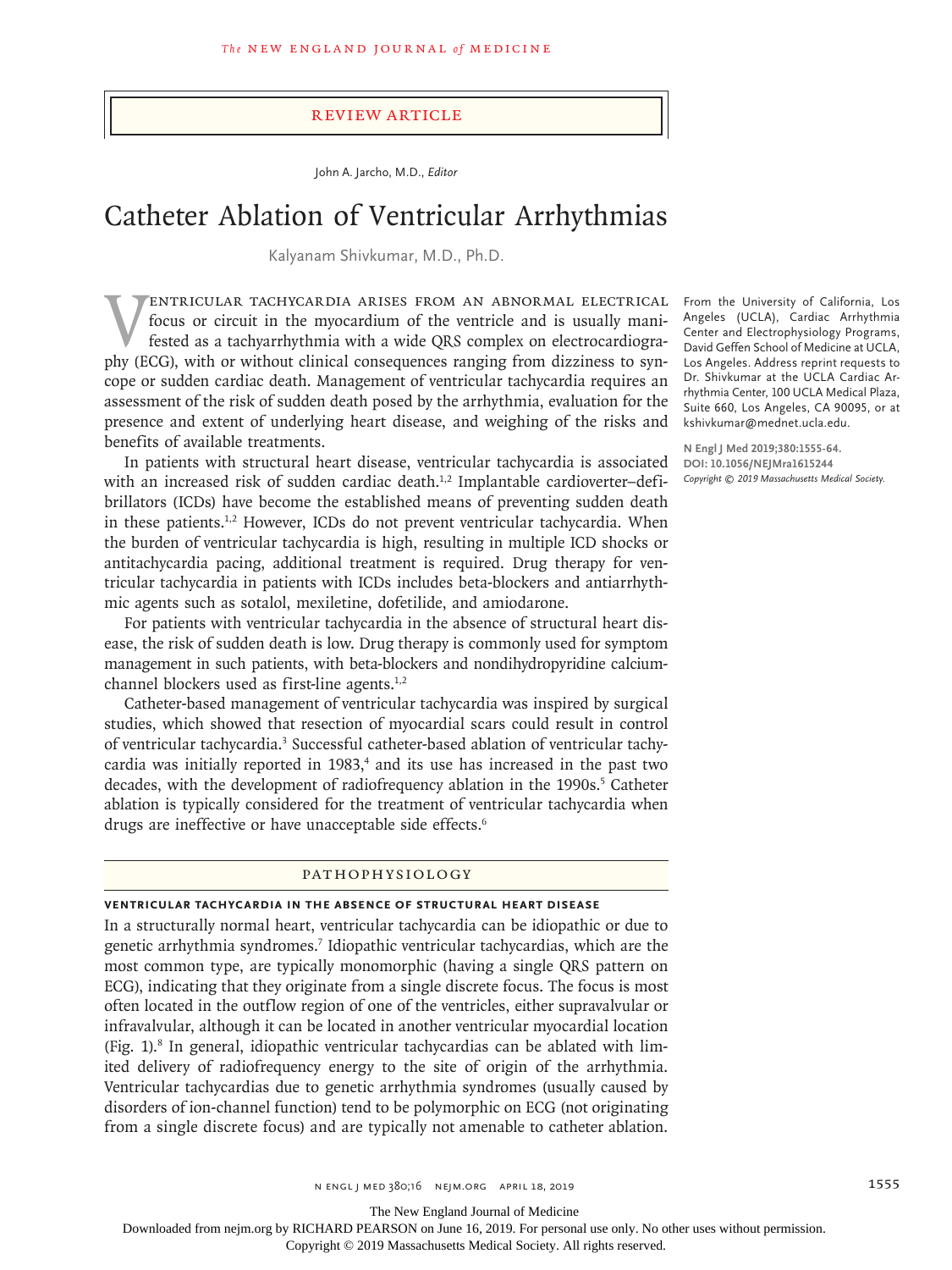Review Article

John A. Jarcho, M.D., *Editor*

# Catheter Ablation of Ventricular Arrhythmias

Kalyanam Shivkumar, M.D., Ph.D.

From the University of California, Los Angeles (UCLA), Cardiac Arrhythmia Center and Electrophysiology Programs, David Geffen School of Medicine at UCLA, Los Angeles. Address reprint requests to Dr. Shivkumar at the UCLA Cardiac Arrhythmia Center, 100 UCLA Medical Plaza, Suite 660, Los Angeles, CA 90095, or at kshivkumar@mednet.ucla.edu.

**N Engl J Med 2019;380:1555-64.**
**DOI: 10.1056/NEJMra1615244**
*Copyright © 2019 Massachusetts Medical Society.*

Ventricular tachycardia arises from an abnormal electrical focus or circuit in the myocardium of the ventricle and is usually manifested as a tachyarrhythmia with a wide QRS complex on electrocardiography (ECG), with or without clinical consequences ranging from dizziness to syncope or sudden cardiac death. Management of ventricular tachycardia requires an assessment of the risk of sudden death posed by the arrhythmia, evaluation for the presence and extent of underlying heart disease, and weighing of the risks and benefits of available treatments.

In patients with structural heart disease, ventricular tachycardia is associated with an increased risk of sudden cardiac death.[1,2] Implantable cardioverter–defibrillators (ICDs) have become the established means of preventing sudden death in these patients.[1,2] However, ICDs do not prevent ventricular tachycardia. When the burden of ventricular tachycardia is high, resulting in multiple ICD shocks or antitachycardia pacing, additional treatment is required. Drug therapy for ventricular tachycardia in patients with ICDs includes beta-blockers and antiarrhythmic agents such as sotalol, mexiletine, dofetilide, and amiodarone.

For patients with ventricular tachycardia in the absence of structural heart disease, the risk of sudden death is low. Drug therapy is commonly used for symptom management in such patients, with beta-blockers and nondihydropyridine calcium-channel blockers used as first-line agents.[1,2]

Catheter-based management of ventricular tachycardia was inspired by surgical studies, which showed that resection of myocardial scars could result in control of ventricular tachycardia.[3] Successful catheter-based ablation of ventricular tachycardia was initially reported in 1983,[4] and its use has increased in the past two decades, with the development of radiofrequency ablation in the 1990s.[5] Catheter ablation is typically considered for the treatment of ventricular tachycardia when drugs are ineffective or have unacceptable side effects.[6]

## Pathophysiology

### Ventricular Tachycardia in the Absence of Structural Heart Disease

In a structurally normal heart, ventricular tachycardia can be idiopathic or due to genetic arrhythmia syndromes.[7] Idiopathic ventricular tachycardias, which are the most common type, are typically monomorphic (having a single QRS pattern on ECG), indicating that they originate from a single discrete focus. The focus is most often located in the outflow region of one of the ventricles, either supravalvular or infravalvular, although it can be located in another ventricular myocardial location (Fig. 1).[8] In general, idiopathic ventricular tachycardias can be ablated with limited delivery of radiofrequency energy to the site of origin of the arrhythmia. Ventricular tachycardias due to genetic arrhythmia syndromes (usually caused by disorders of ion-channel function) tend to be polymorphic on ECG (not originating from a single discrete focus) and are typically not amenable to catheter ablation.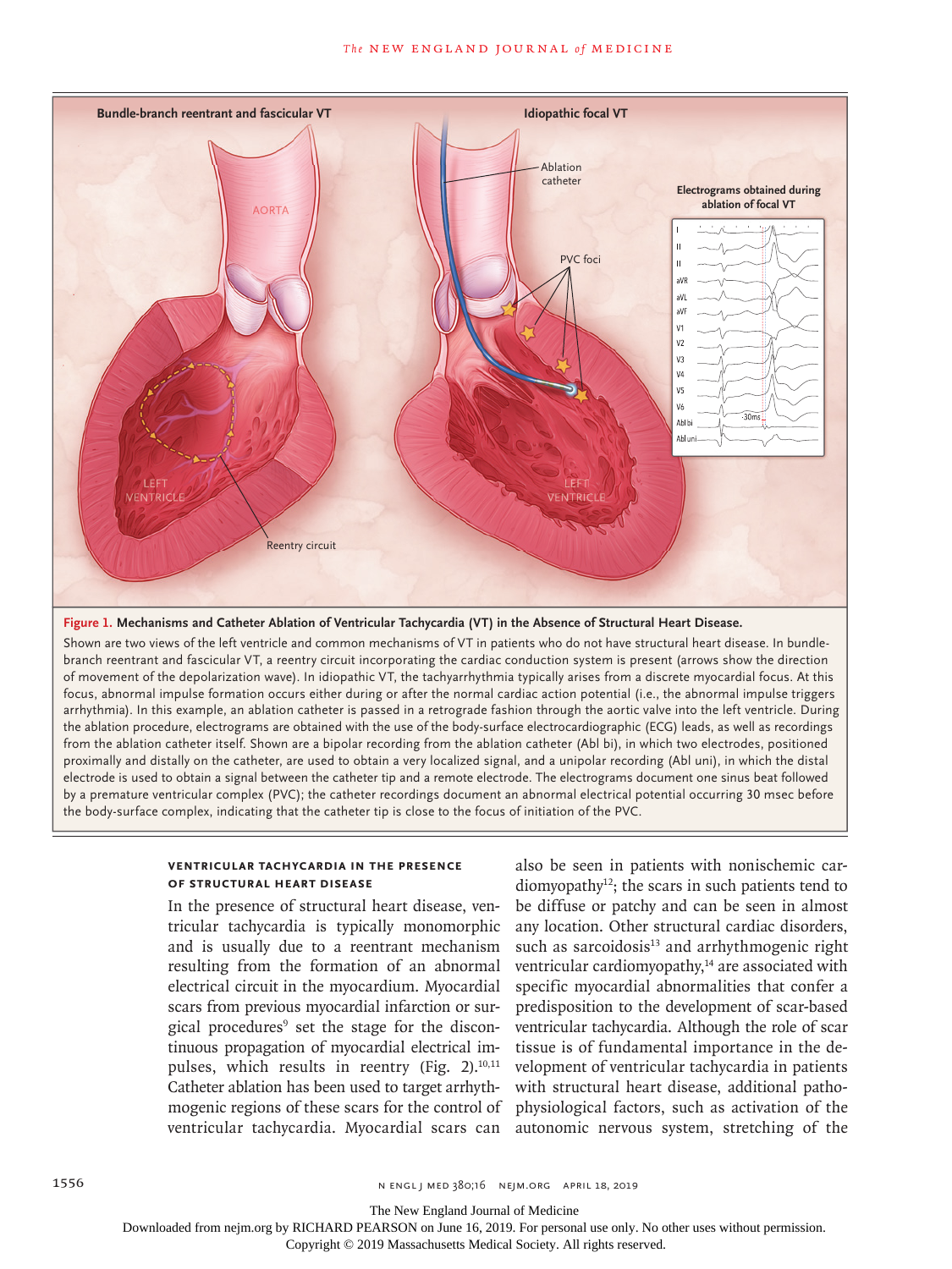**Figure 1. Mechanisms and Catheter Ablation of Ventricular Tachycardia (VT) in the Absence of Structural Heart Disease.**

Shown are two views of the left ventricle and common mechanisms of VT in patients who do not have structural heart disease. In bundle-branch reentrant and fascicular VT, a reentry circuit incorporating the cardiac conduction system is present (arrows show the direction of movement of the depolarization wave). In idiopathic VT, the tachyarrhythmia typically arises from a discrete myocardial focus. At this focus, abnormal impulse formation occurs either during or after the normal cardiac action potential (i.e., the abnormal impulse triggers arrhythmia). In this example, an ablation catheter is passed in a retrograde fashion through the aortic valve into the left ventricle. During the ablation procedure, electrograms are obtained with the use of the body-surface electrocardiographic (ECG) leads, as well as recordings from the ablation catheter itself. Shown are a bipolar recording from the ablation catheter (Abl bi), in which two electrodes, positioned proximally and distally on the catheter, are used to obtain a very localized signal, and a unipolar recording (Abl uni), in which the distal electrode is used to obtain a signal between the catheter tip and a remote electrode. The electrograms document one sinus beat followed by a premature ventricular complex (PVC); the catheter recordings document an abnormal electrical potential occurring 30 msec before the body-surface complex, indicating that the catheter tip is close to the focus of initiation of the PVC.

## VENTRICULAR TACHYCARDIA IN THE PRESENCE OF STRUCTURAL HEART DISEASE

In the presence of structural heart disease, ventricular tachycardia is typically monomorphic and is usually due to a reentrant mechanism resulting from the formation of an abnormal electrical circuit in the myocardium. Myocardial scars from previous myocardial infarction or surgical procedures[9] set the stage for the discontinuous propagation of myocardial electrical impulses, which results in reentry (Fig. 2).[10,11] Catheter ablation has been used to target arrhythmogenic regions of these scars for the control of ventricular tachycardia. Myocardial scars can also be seen in patients with nonischemic cardiomyopathy[12]; the scars in such patients tend to be diffuse or patchy and can be seen in almost any location. Other structural cardiac disorders, such as sarcoidosis[13] and arrhythmogenic right ventricular cardiomyopathy,[14] are associated with specific myocardial abnormalities that confer a predisposition to the development of scar-based ventricular tachycardia. Although the role of scar tissue is of fundamental importance in the development of ventricular tachycardia in patients with structural heart disease, additional pathophysiological factors, such as activation of the autonomic nervous system, stretching of the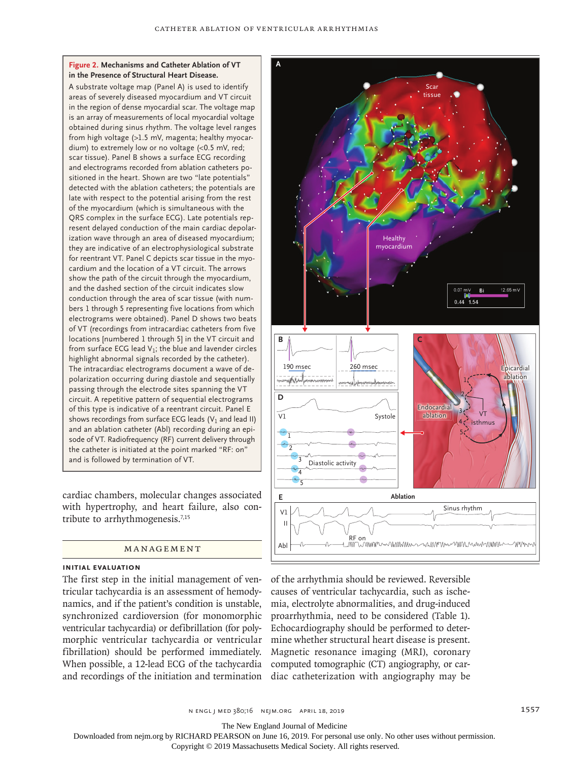**Figure 2. Mechanisms and Catheter Ablation of VT in the Presence of Structural Heart Disease.**

A substrate voltage map (Panel A) is used to identify areas of severely diseased myocardium and VT circuit in the region of dense myocardial scar. The voltage map is an array of measurements of local myocardial voltage obtained during sinus rhythm. The voltage level ranges from high voltage (>1.5 mV, magenta; healthy myocardium) to extremely low or no voltage (<0.5 mV, red; scar tissue). Panel B shows a surface ECG recording and electrograms recorded from ablation catheters positioned in the heart. Shown are two "late potentials" detected with the ablation catheters; the potentials are late with respect to the potential arising from the rest of the myocardium (which is simultaneous with the QRS complex in the surface ECG). Late potentials represent delayed conduction of the main cardiac depolarization wave through an area of diseased myocardium; they are indicative of an electrophysiological substrate for reentrant VT. Panel C depicts scar tissue in the myocardium and the location of a VT circuit. The arrows show the path of the circuit through the myocardium, and the dashed section of the circuit indicates slow conduction through the area of scar tissue (with numbers 1 through 5 representing five locations from which electrograms were obtained). Panel D shows two beats of VT (recordings from intracardiac catheters from five locations [numbered 1 through 5] in the VT circuit and from surface ECG lead $V_1$; the blue and lavender circles highlight abnormal signals recorded by the catheter). The intracardiac electrograms document a wave of depolarization occurring during diastole and sequentially passing through the electrode sites spanning the VT circuit. A repetitive pattern of sequential electrograms of this type is indicative of a reentrant circuit. Panel E shows recordings from surface ECG leads ($V_1$ and lead II) and an ablation catheter (Abl) recording during an episode of VT. Radiofrequency (RF) current delivery through the catheter is initiated at the point marked "RF: on" and is followed by termination of VT.

cardiac chambers, molecular changes associated with hypertrophy, and heart failure, also contribute to arrhythmogenesis.[7,15]

## MANAGEMENT

### INITIAL EVALUATION

The first step in the initial management of ventricular tachycardia is an assessment of hemodynamics, and if the patient's condition is unstable, synchronized cardioversion (for monomorphic ventricular tachycardia) or defibrillation (for polymorphic ventricular tachycardia or ventricular fibrillation) should be performed immediately. When possible, a 12-lead ECG of the tachycardia and recordings of the initiation and termination of the arrhythmia should be reviewed. Reversible causes of ventricular tachycardia, such as ischemia, electrolyte abnormalities, and drug-induced proarrhythmia, need to be considered (Table 1). Echocardiography should be performed to determine whether structural heart disease is present. Magnetic resonance imaging (MRI), coronary computed tomographic (CT) angiography, or cardiac catheterization with angiography may be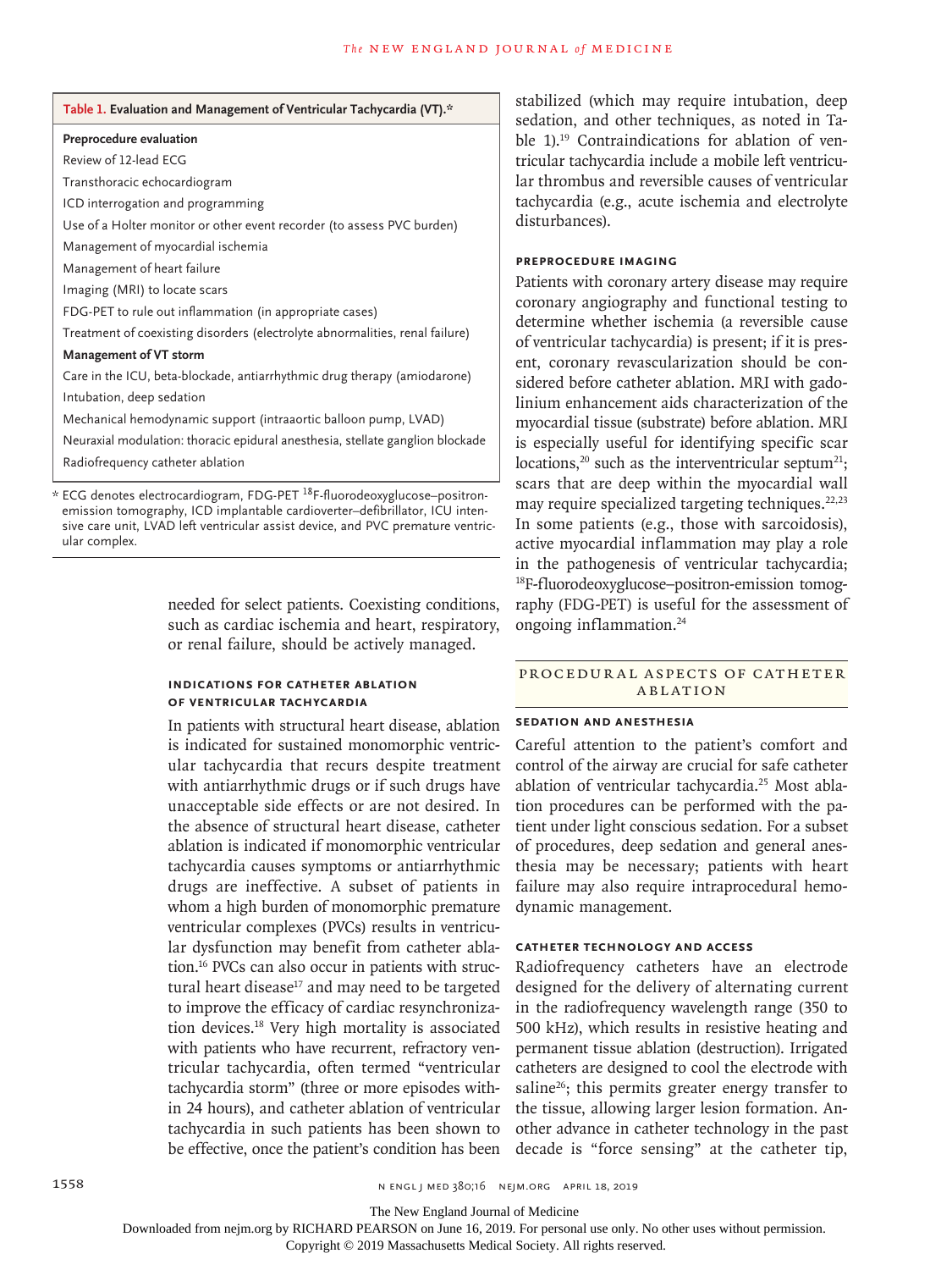**Table 1. Evaluation and Management of Ventricular Tachycardia (VT).***

| |
|---|
| **Preprocedure evaluation** |
| Review of 12-lead ECG |
| Transthoracic echocardiogram |
| ICD interrogation and programming |
| Use of a Holter monitor or other event recorder (to assess PVC burden) |
| Management of myocardial ischemia |
| Management of heart failure |
| Imaging (MRI) to locate scars |
| FDG-PET to rule out inflammation (in appropriate cases) |
| Treatment of coexisting disorders (electrolyte abnormalities, renal failure) |
| **Management of VT storm** |
| Care in the ICU, beta-blockade, antiarrhythmic drug therapy (amiodarone) |
| Intubation, deep sedation |
| Mechanical hemodynamic support (intraaortic balloon pump, LVAD) |
| Neuraxial modulation: thoracic epidural anesthesia, stellate ganglion blockade |
| Radiofrequency catheter ablation |

\* ECG denotes electrocardiogram, FDG-PET $^{18}$F-fluorodeoxyglucose–positron-emission tomography, ICD implantable cardioverter–defibrillator, ICU intensive care unit, LVAD left ventricular assist device, and PVC premature ventricular complex.

needed for select patients. Coexisting conditions, such as cardiac ischemia and heart, respiratory, or renal failure, should be actively managed.

### Indications for Catheter Ablation of Ventricular Tachycardia

In patients with structural heart disease, ablation is indicated for sustained monomorphic ventricular tachycardia that recurs despite treatment with antiarrhythmic drugs or if such drugs have unacceptable side effects or are not desired. In the absence of structural heart disease, catheter ablation is indicated if monomorphic ventricular tachycardia causes symptoms or antiarrhythmic drugs are ineffective. A subset of patients in whom a high burden of monomorphic premature ventricular complexes (PVCs) results in ventricular dysfunction may benefit from catheter ablation.[16] PVCs can also occur in patients with structural heart disease[17] and may need to be targeted to improve the efficacy of cardiac resynchronization devices.[18] Very high mortality is associated with patients who have recurrent, refractory ventricular tachycardia, often termed "ventricular tachycardia storm" (three or more episodes within 24 hours), and catheter ablation of ventricular tachycardia in such patients has been shown to be effective, once the patient's condition has been stabilized (which may require intubation, deep sedation, and other techniques, as noted in Table 1).[19] Contraindications for ablation of ventricular tachycardia include a mobile left ventricular thrombus and reversible causes of ventricular tachycardia (e.g., acute ischemia and electrolyte disturbances).

### Preprocedure Imaging

Patients with coronary artery disease may require coronary angiography and functional testing to determine whether ischemia (a reversible cause of ventricular tachycardia) is present; if it is present, coronary revascularization should be considered before catheter ablation. MRI with gadolinium enhancement aids characterization of the myocardial tissue (substrate) before ablation. MRI is especially useful for identifying specific scar locations,[20] such as the interventricular septum[21]; scars that are deep within the myocardial wall may require specialized targeting techniques.[22,23] In some patients (e.g., those with sarcoidosis), active myocardial inflammation may play a role in the pathogenesis of ventricular tachycardia; $^{18}$F-fluorodeoxyglucose–positron-emission tomography (FDG-PET) is useful for the assessment of ongoing inflammation.[24]

## Procedural Aspects of Catheter Ablation

### Sedation and Anesthesia

Careful attention to the patient's comfort and control of the airway are crucial for safe catheter ablation of ventricular tachycardia.[25] Most ablation procedures can be performed with the patient under light conscious sedation. For a subset of procedures, deep sedation and general anesthesia may be necessary; patients with heart failure may also require intraprocedural hemodynamic management.

### Catheter Technology and Access

Radiofrequency catheters have an electrode designed for the delivery of alternating current in the radiofrequency wavelength range (350 to 500 kHz), which results in resistive heating and permanent tissue ablation (destruction). Irrigated catheters are designed to cool the electrode with saline[26]; this permits greater energy transfer to the tissue, allowing larger lesion formation. Another advance in catheter technology in the past decade is "force sensing" at the catheter tip,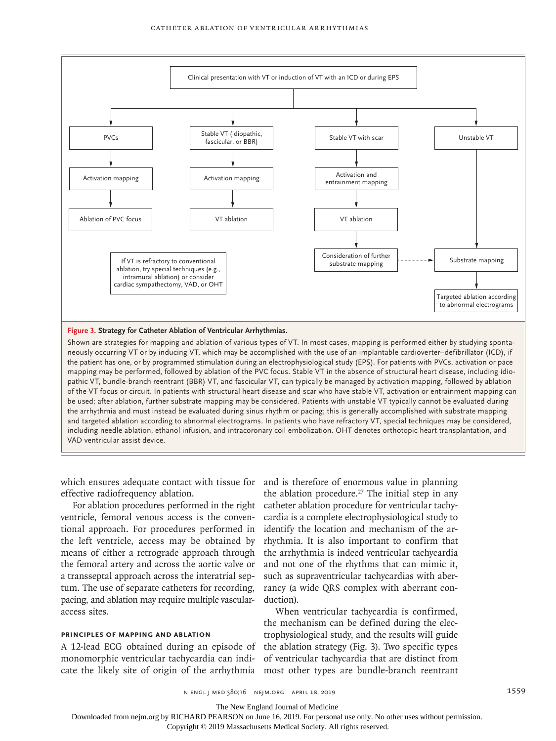Clinical presentation with VT or induction of VT with an ICD or during EPS

- PVCs → Activation mapping → Ablation of PVC focus
- Stable VT (idiopathic, fascicular, or BBR) → Activation mapping → VT ablation
- Stable VT with scar → Activation and entrainment mapping → VT ablation → Consideration of further substrate mapping → Substrate mapping
- Unstable VT → Substrate mapping → Targeted ablation according to abnormal electrograms

If VT is refractory to conventional ablation, try special techniques (e.g., intramural ablation) or consider cardiac sympathectomy, VAD, or OHT

**Figure 3. Strategy for Catheter Ablation of Ventricular Arrhythmias.**

Shown are strategies for mapping and ablation of various types of VT. In most cases, mapping is performed either by studying spontaneously occurring VT or by inducing VT, which may be accomplished with the use of an implantable cardioverter–defibrillator (ICD), if the patient has one, or by programmed stimulation during an electrophysiological study (EPS). For patients with PVCs, activation or pace mapping may be performed, followed by ablation of the PVC focus. Stable VT in the absence of structural heart disease, including idiopathic VT, bundle-branch reentrant (BBR) VT, and fascicular VT, can typically be managed by activation mapping, followed by ablation of the VT focus or circuit. In patients with structural heart disease and scar who have stable VT, activation or entrainment mapping can be used; after ablation, further substrate mapping may be considered. Patients with unstable VT typically cannot be evaluated during the arrhythmia and must instead be evaluated during sinus rhythm or pacing; this is generally accomplished with substrate mapping and targeted ablation according to abnormal electrograms. In patients who have refractory VT, special techniques may be considered, including needle ablation, ethanol infusion, and intracoronary coil embolization. OHT denotes orthotopic heart transplantation, and VAD ventricular assist device.

which ensures adequate contact with tissue for effective radiofrequency ablation.

For ablation procedures performed in the right ventricle, femoral venous access is the conventional approach. For procedures performed in the left ventricle, access may be obtained by means of either a retrograde approach through the femoral artery and across the aortic valve or a transseptal approach across the interatrial septum. The use of separate catheters for recording, pacing, and ablation may require multiple vascular-access sites.

### PRINCIPLES OF MAPPING AND ABLATION

A 12-lead ECG obtained during an episode of monomorphic ventricular tachycardia can indicate the likely site of origin of the arrhythmia and is therefore of enormous value in planning the ablation procedure.[27] The initial step in any catheter ablation procedure for ventricular tachycardia is a complete electrophysiological study to identify the location and mechanism of the arrhythmia. It is also important to confirm that the arrhythmia is indeed ventricular tachycardia and not one of the rhythms that can mimic it, such as supraventricular tachycardias with aberrancy (a wide QRS complex with aberrant conduction).

When ventricular tachycardia is confirmed, the mechanism can be defined during the electrophysiological study, and the results will guide the ablation strategy (Fig. 3). Two specific types of ventricular tachycardia that are distinct from most other types are bundle-branch reentrant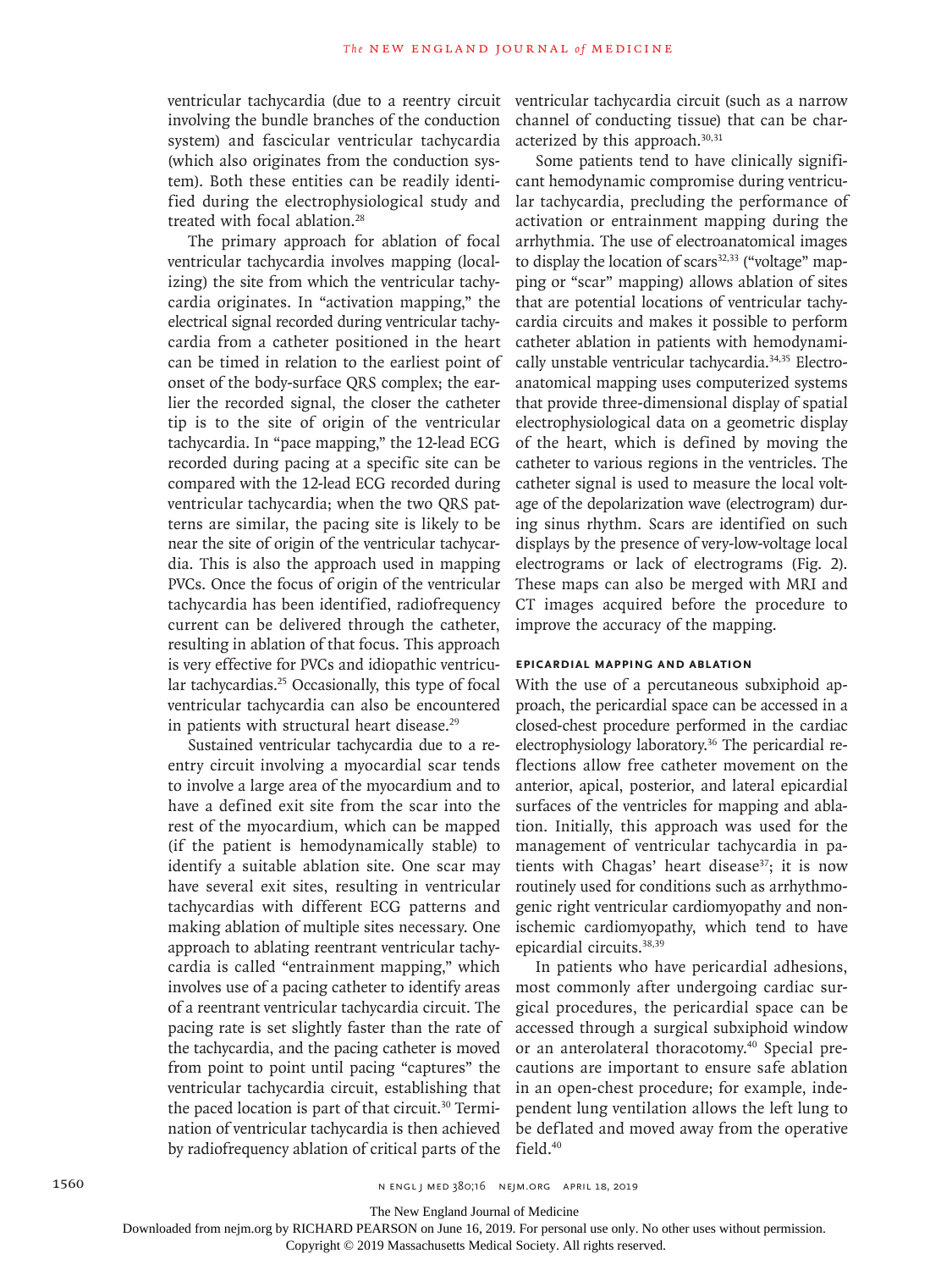ventricular tachycardia (due to a reentry circuit involving the bundle branches of the conduction system) and fascicular ventricular tachycardia (which also originates from the conduction system). Both these entities can be readily identified during the electrophysiological study and treated with focal ablation.[28]

The primary approach for ablation of focal ventricular tachycardia involves mapping (localizing) the site from which the ventricular tachycardia originates. In "activation mapping," the electrical signal recorded during ventricular tachycardia from a catheter positioned in the heart can be timed in relation to the earliest point of onset of the body-surface QRS complex; the earlier the recorded signal, the closer the catheter tip is to the site of origin of the ventricular tachycardia. In "pace mapping," the 12-lead ECG recorded during pacing at a specific site can be compared with the 12-lead ECG recorded during ventricular tachycardia; when the two QRS patterns are similar, the pacing site is likely to be near the site of origin of the ventricular tachycardia. This is also the approach used in mapping PVCs. Once the focus of origin of the ventricular tachycardia has been identified, radiofrequency current can be delivered through the catheter, resulting in ablation of that focus. This approach is very effective for PVCs and idiopathic ventricular tachycardias.[25] Occasionally, this type of focal ventricular tachycardia can also be encountered in patients with structural heart disease.[29]

Sustained ventricular tachycardia due to a reentry circuit involving a myocardial scar tends to involve a large area of the myocardium and to have a defined exit site from the scar into the rest of the myocardium, which can be mapped (if the patient is hemodynamically stable) to identify a suitable ablation site. One scar may have several exit sites, resulting in ventricular tachycardias with different ECG patterns and making ablation of multiple sites necessary. One approach to ablating reentrant ventricular tachycardia is called "entrainment mapping," which involves use of a pacing catheter to identify areas of a reentrant ventricular tachycardia circuit. The pacing rate is set slightly faster than the rate of the tachycardia, and the pacing catheter is moved from point to point until pacing "captures" the ventricular tachycardia circuit, establishing that the paced location is part of that circuit.[30] Termination of ventricular tachycardia is then achieved by radiofrequency ablation of critical parts of the ventricular tachycardia circuit (such as a narrow channel of conducting tissue) that can be characterized by this approach.[30,31]

Some patients tend to have clinically significant hemodynamic compromise during ventricular tachycardia, precluding the performance of activation or entrainment mapping during the arrhythmia. The use of electroanatomical images to display the location of scars[32,33] ("voltage" mapping or "scar" mapping) allows ablation of sites that are potential locations of ventricular tachycardia circuits and makes it possible to perform catheter ablation in patients with hemodynamically unstable ventricular tachycardia.[34,35] Electroanatomical mapping uses computerized systems that provide three-dimensional display of spatial electrophysiological data on a geometric display of the heart, which is defined by moving the catheter to various regions in the ventricles. The catheter signal is used to measure the local voltage of the depolarization wave (electrogram) during sinus rhythm. Scars are identified on such displays by the presence of very-low-voltage local electrograms or lack of electrograms (Fig. 2). These maps can also be merged with MRI and CT images acquired before the procedure to improve the accuracy of the mapping.

### Epicardial Mapping and Ablation

With the use of a percutaneous subxiphoid approach, the pericardial space can be accessed in a closed-chest procedure performed in the cardiac electrophysiology laboratory.[36] The pericardial reflections allow free catheter movement on the anterior, apical, posterior, and lateral epicardial surfaces of the ventricles for mapping and ablation. Initially, this approach was used for the management of ventricular tachycardia in patients with Chagas' heart disease[37]; it is now routinely used for conditions such as arrhythmogenic right ventricular cardiomyopathy and nonischemic cardiomyopathy, which tend to have epicardial circuits.[38,39]

In patients who have pericardial adhesions, most commonly after undergoing cardiac surgical procedures, the pericardial space can be accessed through a surgical subxiphoid window or an anterolateral thoracotomy.[40] Special precautions are important to ensure safe ablation in an open-chest procedure; for example, independent lung ventilation allows the left lung to be deflated and moved away from the operative field.[40]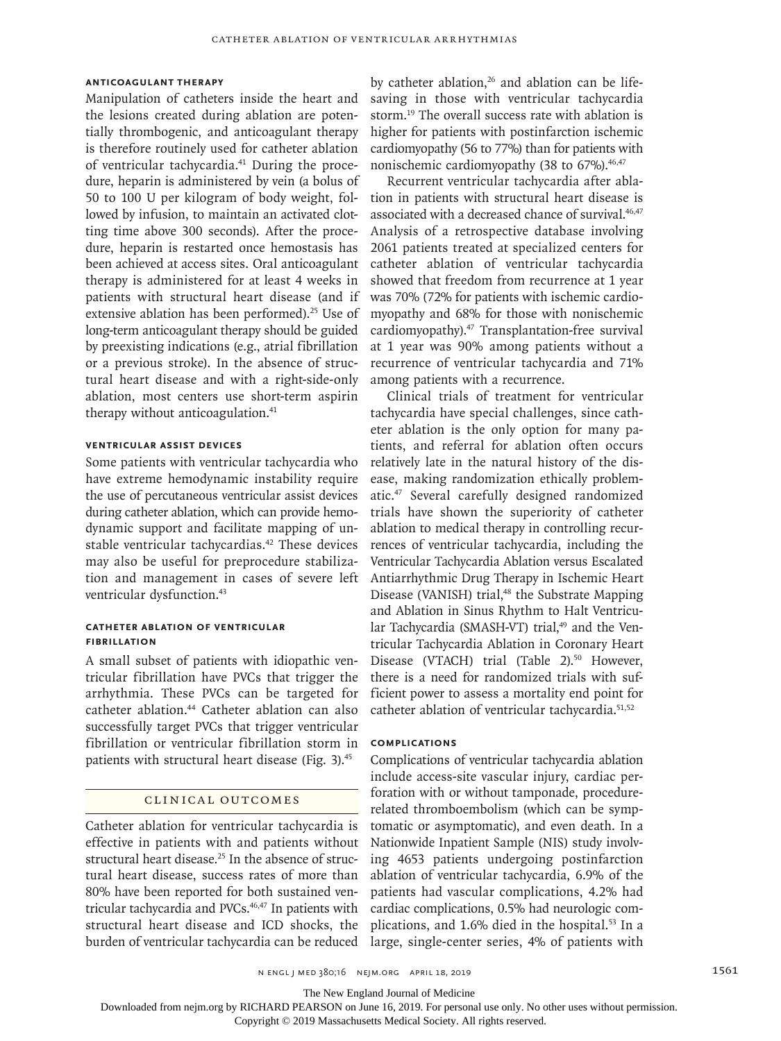### Anticoagulant Therapy

Manipulation of catheters inside the heart and the lesions created during ablation are potentially thrombogenic, and anticoagulant therapy is therefore routinely used for catheter ablation of ventricular tachycardia.[41] During the procedure, heparin is administered by vein (a bolus of 50 to 100 U per kilogram of body weight, followed by infusion, to maintain an activated clotting time above 300 seconds). After the procedure, heparin is restarted once hemostasis has been achieved at access sites. Oral anticoagulant therapy is administered for at least 4 weeks in patients with structural heart disease (and if extensive ablation has been performed).[25] Use of long-term anticoagulant therapy should be guided by preexisting indications (e.g., atrial fibrillation or a previous stroke). In the absence of structural heart disease and with a right-side-only ablation, most centers use short-term aspirin therapy without anticoagulation.[41]

### Ventricular Assist Devices

Some patients with ventricular tachycardia who have extreme hemodynamic instability require the use of percutaneous ventricular assist devices during catheter ablation, which can provide hemodynamic support and facilitate mapping of unstable ventricular tachycardias.[42] These devices may also be useful for preprocedure stabilization and management in cases of severe left ventricular dysfunction.[43]

### Catheter Ablation of Ventricular Fibrillation

A small subset of patients with idiopathic ventricular fibrillation have PVCs that trigger the arrhythmia. These PVCs can be targeted for catheter ablation.[44] Catheter ablation can also successfully target PVCs that trigger ventricular fibrillation or ventricular fibrillation storm in patients with structural heart disease (Fig. 3).[45]

## Clinical Outcomes

Catheter ablation for ventricular tachycardia is effective in patients with and patients without structural heart disease.[25] In the absence of structural heart disease, success rates of more than 80% have been reported for both sustained ventricular tachycardia and PVCs.[46,47] In patients with structural heart disease and ICD shocks, the burden of ventricular tachycardia can be reduced by catheter ablation,[26] and ablation can be lifesaving in those with ventricular tachycardia storm.[19] The overall success rate with ablation is higher for patients with postinfarction ischemic cardiomyopathy (56 to 77%) than for patients with nonischemic cardiomyopathy (38 to 67%).[46,47]

Recurrent ventricular tachycardia after ablation in patients with structural heart disease is associated with a decreased chance of survival.[46,47] Analysis of a retrospective database involving 2061 patients treated at specialized centers for catheter ablation of ventricular tachycardia showed that freedom from recurrence at 1 year was 70% (72% for patients with ischemic cardiomyopathy and 68% for those with nonischemic cardiomyopathy).[47] Transplantation-free survival at 1 year was 90% among patients without a recurrence of ventricular tachycardia and 71% among patients with a recurrence.

Clinical trials of treatment for ventricular tachycardia have special challenges, since catheter ablation is the only option for many patients, and referral for ablation often occurs relatively late in the natural history of the disease, making randomization ethically problematic.[47] Several carefully designed randomized trials have shown the superiority of catheter ablation to medical therapy in controlling recurrences of ventricular tachycardia, including the Ventricular Tachycardia Ablation versus Escalated Antiarrhythmic Drug Therapy in Ischemic Heart Disease (VANISH) trial,[48] the Substrate Mapping and Ablation in Sinus Rhythm to Halt Ventricular Tachycardia (SMASH-VT) trial,[49] and the Ventricular Tachycardia Ablation in Coronary Heart Disease (VTACH) trial (Table 2).[50] However, there is a need for randomized trials with sufficient power to assess a mortality end point for catheter ablation of ventricular tachycardia.[51,52]

### Complications

Complications of ventricular tachycardia ablation include access-site vascular injury, cardiac perforation with or without tamponade, procedure-related thromboembolism (which can be symptomatic or asymptomatic), and even death. In a Nationwide Inpatient Sample (NIS) study involving 4653 patients undergoing postinfarction ablation of ventricular tachycardia, 6.9% of the patients had vascular complications, 4.2% had cardiac complications, 0.5% had neurologic complications, and 1.6% died in the hospital.[53] In a large, single-center series, 4% of patients with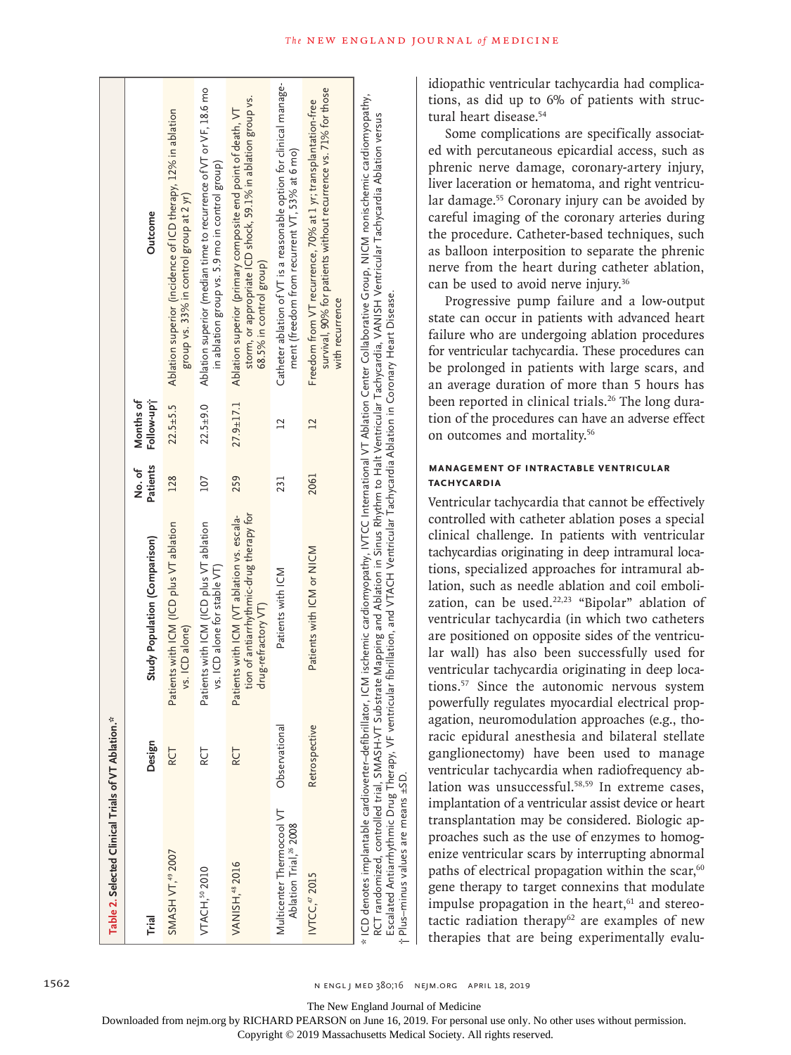**Table 2. Selected Clinical Trials of VT Ablation.***

| Trial | Design | Study Population (Comparison) | No. of Patients | Months of Follow-up† | Outcome |
|---|---|---|---|---|---|
| SMASH VT,[49] 2007 | RCT | Patients with ICM (ICD plus VT ablation vs. ICD alone) | 128 | 22.5±5.5 | Ablation superior (incidence of ICD therapy, 12% in ablation group vs. 33% in control group at 2 yr) |
| VTACH,[50] 2010 | RCT | Patients with ICM (ICD plus VT ablation vs. ICD alone for stable VT) | 107 | 22.5±9.0 | Ablation superior (median time to recurrence of VT or VF, 18.6 mo in ablation group vs. 5.9 mo in control group) |
| VANISH,[48] 2016 | RCT | Patients with ICM (VT ablation vs. escalation of antiarrhythmic-drug therapy for drug-refractory VT) | 259 | 27.9±17.1 | Ablation superior (primary composite end point of death, VT storm, or appropriate ICD shock, 59.1% in ablation group vs. 68.5% in control group) |
| Multicenter Thermocool VT Ablation Trial,[26] 2008 | Observational | Patients with ICM | 231 | 12 | Catheter ablation of VT is a reasonable option for clinical management (freedom from recurrent VT, 53% at 6 mo) |
| IVTCC,[47] 2015 | Retrospective | Patients with ICM or NICM | 2061 | 12 | Freedom from VT recurrence, 70% at 1 yr; transplantation-free survival, 90% for patients without recurrence vs. 71% for those with recurrence |

\* ICD denotes implantable cardioverter–defibrillator, ICM ischemic cardiomyopathy, IVTCC International VT Ablation Center Collaborative Group, NICM nonischemic cardiomyopathy, RCT randomized, controlled trial, SMASH-VT Substrate Mapping and Ablation in Sinus Rhythm to Halt Ventricular Tachycardia, VANISH Ventricular Tachycardia Ablation versus Escalated Antiarrhythmic Drug Therapy, VF ventricular fibrillation, and VTACH Ventricular Tachycardia Ablation in Coronary Heart Disease.

† Plus–minus values are means ±SD.

idiopathic ventricular tachycardia had complications, as did up to 6% of patients with structural heart disease.[54]

Some complications are specifically associated with percutaneous epicardial access, such as phrenic nerve damage, coronary-artery injury, liver laceration or hematoma, and right ventricular damage.[55] Coronary injury can be avoided by careful imaging of the coronary arteries during the procedure. Catheter-based techniques, such as balloon interposition to separate the phrenic nerve from the heart during catheter ablation, can be used to avoid nerve injury.[36]

Progressive pump failure and a low-output state can occur in patients with advanced heart failure who are undergoing ablation procedures for ventricular tachycardia. These procedures can be prolonged in patients with large scars, and an average duration of more than 5 hours has been reported in clinical trials.[26] The long duration of the procedures can have an adverse effect on outcomes and mortality.[56]

## MANAGEMENT OF INTRACTABLE VENTRICULAR TACHYCARDIA

Ventricular tachycardia that cannot be effectively controlled with catheter ablation poses a special clinical challenge. In patients with ventricular tachycardias originating in deep intramural locations, specialized approaches for intramural ablation, such as needle ablation and coil embolization, can be used.[22,23] "Bipolar" ablation of ventricular tachycardia (in which two catheters are positioned on opposite sides of the ventricular wall) has also been successfully used for ventricular tachycardia originating in deep locations.[57] Since the autonomic nervous system powerfully regulates myocardial electrical propagation, neuromodulation approaches (e.g., thoracic epidural anesthesia and bilateral stellate ganglionectomy) have been used to manage ventricular tachycardia when radiofrequency ablation was unsuccessful.[58,59] In extreme cases, implantation of a ventricular assist device or heart transplantation may be considered. Biologic approaches such as the use of enzymes to homogenize ventricular scars by interrupting abnormal paths of electrical propagation within the scar,[60] gene therapy to target connexins that modulate impulse propagation in the heart,[61] and stereotactic radiation therapy[62] are examples of new therapies that are being experimentally evalu-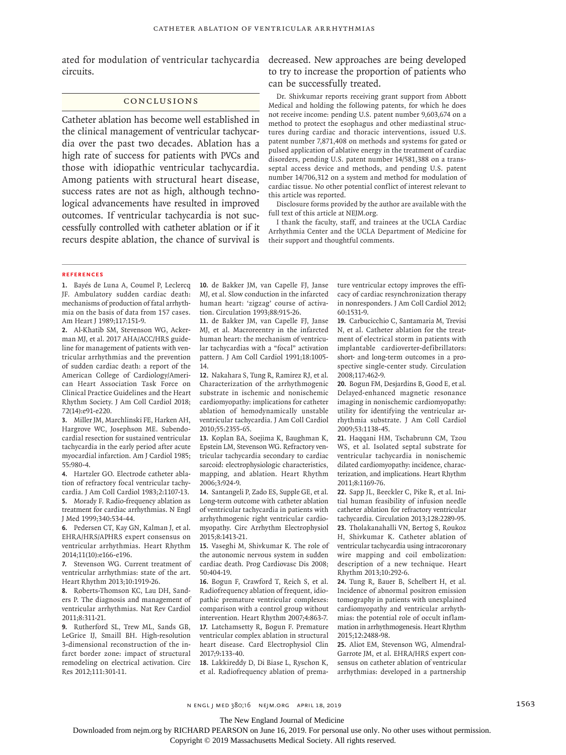ated for modulation of ventricular tachycardia circuits.

## Conclusions

Catheter ablation has become well established in the clinical management of ventricular tachycardia over the past two decades. Ablation has a high rate of success for patients with PVCs and those with idiopathic ventricular tachycardia. Among patients with structural heart disease, success rates are not as high, although technological advancements have resulted in improved outcomes. If ventricular tachycardia is not successfully controlled with catheter ablation or if it recurs despite ablation, the chance of survival is decreased. New approaches are being developed to try to increase the proportion of patients who can be successfully treated.

Dr. Shivkumar reports receiving grant support from Abbott Medical and holding the following patents, for which he does not receive income: pending U.S. patent number 9,603,674 on a method to protect the esophagus and other mediastinal structures during cardiac and thoracic interventions, issued U.S. patent number 7,871,408 on methods and systems for gated or pulsed application of ablative energy in the treatment of cardiac disorders, pending U.S. patent number 14/581,388 on a transseptal access device and methods, and pending U.S. patent number 14/706,312 on a system and method for modulation of cardiac tissue. No other potential conflict of interest relevant to this article was reported.

Disclosure forms provided by the author are available with the full text of this article at NEJM.org.

I thank the faculty, staff, and trainees at the UCLA Cardiac Arrhythmia Center and the UCLA Department of Medicine for their support and thoughtful comments.

### References

1. Bayés de Luna A, Coumel P, Leclercq JF. Ambulatory sudden cardiac death: mechanisms of production of fatal arrhythmia on the basis of data from 157 cases. Am Heart J 1989;117:151-9.
2. Al-Khatib SM, Stevenson WG, Ackerman MJ, et al. 2017 AHA/ACC/HRS guideline for management of patients with ventricular arrhythmias and the prevention of sudden cardiac death: a report of the American College of Cardiology/American Heart Association Task Force on Clinical Practice Guidelines and the Heart Rhythm Society. J Am Coll Cardiol 2018; 72(14):e91-e220.
3. Miller JM, Marchlinski FE, Harken AH, Hargrove WC, Josephson ME. Subendocardial resection for sustained ventricular tachycardia in the early period after acute myocardial infarction. Am J Cardiol 1985; 55:980-4.
4. Hartzler GO. Electrode catheter ablation of refractory focal ventricular tachycardia. J Am Coll Cardiol 1983;2:1107-13.
5. Morady F. Radio-frequency ablation as treatment for cardiac arrhythmias. N Engl J Med 1999;340:534-44.
6. Pedersen CT, Kay GN, Kalman J, et al. EHRA/HRS/APHRS expert consensus on ventricular arrhythmias. Heart Rhythm 2014;11(10):e166-e196.
7. Stevenson WG. Current treatment of ventricular arrhythmias: state of the art. Heart Rhythm 2013;10:1919-26.
8. Roberts-Thomson KC, Lau DH, Sanders P. The diagnosis and management of ventricular arrhythmias. Nat Rev Cardiol 2011;8:311-21.
9. Rutherford SL, Trew ML, Sands GB, LeGrice IJ, Smaill BH. High-resolution 3-dimensional reconstruction of the infarct border zone: impact of structural remodeling on electrical activation. Circ Res 2012;111:301-11.
10. de Bakker JM, van Capelle FJ, Janse MJ, et al. Slow conduction in the infarcted human heart: 'zigzag' course of activation. Circulation 1993;88:915-26.
11. de Bakker JM, van Capelle FJ, Janse MJ, et al. Macroreentry in the infarcted human heart: the mechanism of ventricular tachycardias with a "focal" activation pattern. J Am Coll Cardiol 1991;18:1005-14.
12. Nakahara S, Tung R, Ramirez RJ, et al. Characterization of the arrhythmogenic substrate in ischemic and nonischemic cardiomyopathy: implications for catheter ablation of hemodynamically unstable ventricular tachycardia. J Am Coll Cardiol 2010;55:2355-65.
13. Koplan BA, Soejima K, Baughman K, Epstein LM, Stevenson WG. Refractory ventricular tachycardia secondary to cardiac sarcoid: electrophysiologic characteristics, mapping, and ablation. Heart Rhythm 2006;3:924-9.
14. Santangeli P, Zado ES, Supple GE, et al. Long-term outcome with catheter ablation of ventricular tachycardia in patients with arrhythmogenic right ventricular cardiomyopathy. Circ Arrhythm Electrophysiol 2015;8:1413-21.
15. Vaseghi M, Shivkumar K. The role of the autonomic nervous system in sudden cardiac death. Prog Cardiovasc Dis 2008; 50:404-19.
16. Bogun F, Crawford T, Reich S, et al. Radiofrequency ablation of frequent, idiopathic premature ventricular complexes: comparison with a control group without intervention. Heart Rhythm 2007;4:863-7.
17. Latchamsetty R, Bogun F. Premature ventricular complex ablation in structural heart disease. Card Electrophysiol Clin 2017;9:133-40.
18. Lakkireddy D, Di Biase L, Ryschon K, et al. Radiofrequency ablation of premature ventricular ectopy improves the efficacy of cardiac resynchronization therapy in nonresponders. J Am Coll Cardiol 2012; 60:1531-9.
19. Carbucicchio C, Santamaria M, Trevisi N, et al. Catheter ablation for the treatment of electrical storm in patients with implantable cardioverter-defibrillators: short- and long-term outcomes in a prospective single-center study. Circulation 2008;117:462-9.
20. Bogun FM, Desjardins B, Good E, et al. Delayed-enhanced magnetic resonance imaging in nonischemic cardiomyopathy: utility for identifying the ventricular arrhythmia substrate. J Am Coll Cardiol 2009;53:1138-45.
21. Haqqani HM, Tschabrunn CM, Tzou WS, et al. Isolated septal substrate for ventricular tachycardia in nonischemic dilated cardiomyopathy: incidence, characterization, and implications. Heart Rhythm 2011;8:1169-76.
22. Sapp JL, Beeckler C, Pike R, et al. Initial human feasibility of infusion needle catheter ablation for refractory ventricular tachycardia. Circulation 2013;128:2289-95.
23. Tholakanahalli VN, Bertog S, Roukoz H, Shivkumar K. Catheter ablation of ventricular tachycardia using intracoronary wire mapping and coil embolization: description of a new technique. Heart Rhythm 2013;10:292-6.
24. Tung R, Bauer B, Schelbert H, et al. Incidence of abnormal positron emission tomography in patients with unexplained cardiomyopathy and ventricular arrhythmias: the potential role of occult inflammation in arrhythmogenesis. Heart Rhythm 2015;12:2488-98.
25. Aliot EM, Stevenson WG, Almendral-Garrote JM, et al. EHRA/HRS expert consensus on catheter ablation of ventricular arrhythmias: developed in a partnership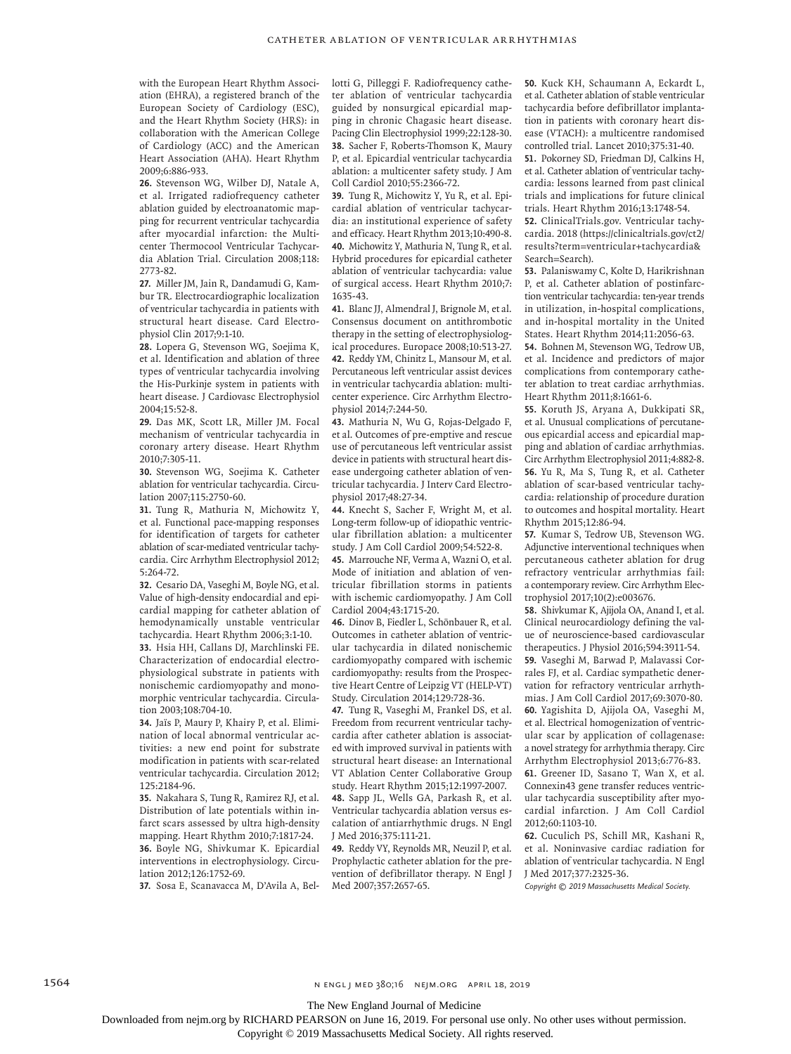with the European Heart Rhythm Association (EHRA), a registered branch of the European Society of Cardiology (ESC), and the Heart Rhythm Society (HRS): in collaboration with the American College of Cardiology (ACC) and the American Heart Association (AHA). Heart Rhythm 2009;6:886-933.

**26.** Stevenson WG, Wilber DJ, Natale A, et al. Irrigated radiofrequency catheter ablation guided by electroanatomic mapping for recurrent ventricular tachycardia after myocardial infarction: the Multicenter Thermocool Ventricular Tachycardia Ablation Trial. Circulation 2008;118:2773-82.

**27.** Miller JM, Jain R, Dandamudi G, Kambur TR. Electrocardiographic localization of ventricular tachycardia in patients with structural heart disease. Card Electrophysiol Clin 2017;9:1-10.

**28.** Lopera G, Stevenson WG, Soejima K, et al. Identification and ablation of three types of ventricular tachycardia involving the His-Purkinje system in patients with heart disease. J Cardiovasc Electrophysiol 2004;15:52-8.

**29.** Das MK, Scott LR, Miller JM. Focal mechanism of ventricular tachycardia in coronary artery disease. Heart Rhythm 2010;7:305-11.

**30.** Stevenson WG, Soejima K. Catheter ablation for ventricular tachycardia. Circulation 2007;115:2750-60.

**31.** Tung R, Mathuria N, Michowitz Y, et al. Functional pace-mapping responses for identification of targets for catheter ablation of scar-mediated ventricular tachycardia. Circ Arrhythm Electrophysiol 2012;5:264-72.

**32.** Cesario DA, Vaseghi M, Boyle NG, et al. Value of high-density endocardial and epicardial mapping for catheter ablation of hemodynamically unstable ventricular tachycardia. Heart Rhythm 2006;3:1-10.

**33.** Hsia HH, Callans DJ, Marchlinski FE. Characterization of endocardial electrophysiological substrate in patients with nonischemic cardiomyopathy and monomorphic ventricular tachycardia. Circulation 2003;108:704-10.

**34.** Jaïs P, Maury P, Khairy P, et al. Elimination of local abnormal ventricular activities: a new end point for substrate modification in patients with scar-related ventricular tachycardia. Circulation 2012;125:2184-96.

**35.** Nakahara S, Tung R, Ramirez RJ, et al. Distribution of late potentials within infarct scars assessed by ultra high-density mapping. Heart Rhythm 2010;7:1817-24.

**36.** Boyle NG, Shivkumar K. Epicardial interventions in electrophysiology. Circulation 2012;126:1752-69.

**37.** Sosa E, Scanavacca M, D'Avila A, Bellotti G, Pilleggi F. Radiofrequency catheter ablation of ventricular tachycardia guided by nonsurgical epicardial mapping in chronic Chagasic heart disease. Pacing Clin Electrophysiol 1999;22:128-30.

**38.** Sacher F, Roberts-Thomson K, Maury P, et al. Epicardial ventricular tachycardia ablation: a multicenter safety study. J Am Coll Cardiol 2010;55:2366-72.

**39.** Tung R, Michowitz Y, Yu R, et al. Epicardial ablation of ventricular tachycardia: an institutional experience of safety and efficacy. Heart Rhythm 2013;10:490-8.

**40.** Michowitz Y, Mathuria N, Tung R, et al. Hybrid procedures for epicardial catheter ablation of ventricular tachycardia: value of surgical access. Heart Rhythm 2010;7:1635-43.

**41.** Blanc JJ, Almendral J, Brignole M, et al. Consensus document on antithrombotic therapy in the setting of electrophysiological procedures. Europace 2008;10:513-27.

**42.** Reddy YM, Chinitz L, Mansour M, et al. Percutaneous left ventricular assist devices in ventricular tachycardia ablation: multicenter experience. Circ Arrhythm Electrophysiol 2014;7:244-50.

**43.** Mathuria N, Wu G, Rojas-Delgado F, et al. Outcomes of pre-emptive and rescue use of percutaneous left ventricular assist device in patients with structural heart disease undergoing catheter ablation of ventricular tachycardia. J Interv Card Electrophysiol 2017;48:27-34.

**44.** Knecht S, Sacher F, Wright M, et al. Long-term follow-up of idiopathic ventricular fibrillation ablation: a multicenter study. J Am Coll Cardiol 2009;54:522-8.

**45.** Marrouche NF, Verma A, Wazni O, et al. Mode of initiation and ablation of ventricular fibrillation storms in patients with ischemic cardiomyopathy. J Am Coll Cardiol 2004;43:1715-20.

**46.** Dinov B, Fiedler L, Schönbauer R, et al. Outcomes in catheter ablation of ventricular tachycardia in dilated nonischemic cardiomyopathy compared with ischemic cardiomyopathy: results from the Prospective Heart Centre of Leipzig VT (HELP-VT) Study. Circulation 2014;129:728-36.

**47.** Tung R, Vaseghi M, Frankel DS, et al. Freedom from recurrent ventricular tachycardia after catheter ablation is associated with improved survival in patients with structural heart disease: an International VT Ablation Center Collaborative Group study. Heart Rhythm 2015;12:1997-2007.

**48.** Sapp JL, Wells GA, Parkash R, et al. Ventricular tachycardia ablation versus escalation of antiarrhythmic drugs. N Engl J Med 2016;375:111-21.

**49.** Reddy VY, Reynolds MR, Neuzil P, et al. Prophylactic catheter ablation for the prevention of defibrillator therapy. N Engl J Med 2007;357:2657-65.

**50.** Kuck KH, Schaumann A, Eckardt L, et al. Catheter ablation of stable ventricular tachycardia before defibrillator implantation in patients with coronary heart disease (VTACH): a multicentre randomised controlled trial. Lancet 2010;375:31-40.

**51.** Pokorney SD, Friedman DJ, Calkins H, et al. Catheter ablation of ventricular tachycardia: lessons learned from past clinical trials and implications for future clinical trials. Heart Rhythm 2016;13:1748-54.

**52.** ClinicalTrials.gov. Ventricular tachycardia. 2018 (https://clinicaltrials.gov/ct2/results?term=ventricular+tachycardia&Search=Search).

**53.** Palaniswamy C, Kolte D, Harikrishnan P, et al. Catheter ablation of postinfarction ventricular tachycardia: ten-year trends in utilization, in-hospital complications, and in-hospital mortality in the United States. Heart Rhythm 2014;11:2056-63.

**54.** Bohnen M, Stevenson WG, Tedrow UB, et al. Incidence and predictors of major complications from contemporary catheter ablation to treat cardiac arrhythmias. Heart Rhythm 2011;8:1661-6.

**55.** Koruth JS, Aryana A, Dukkipati SR, et al. Unusual complications of percutaneous epicardial access and epicardial mapping and ablation of cardiac arrhythmias. Circ Arrhythm Electrophysiol 2011;4:882-8.

**56.** Yu R, Ma S, Tung R, et al. Catheter ablation of scar-based ventricular tachycardia: relationship of procedure duration to outcomes and hospital mortality. Heart Rhythm 2015;12:86-94.

**57.** Kumar S, Tedrow UB, Stevenson WG. Adjunctive interventional techniques when percutaneous catheter ablation for drug refractory ventricular arrhythmias fail: a contemporary review. Circ Arrhythm Electrophysiol 2017;10(2):e003676.

**58.** Shivkumar K, Ajijola OA, Anand I, et al. Clinical neurocardiology defining the value of neuroscience-based cardiovascular therapeutics. J Physiol 2016;594:3911-54.

**59.** Vaseghi M, Barwad P, Malavassi Corrales FJ, et al. Cardiac sympathetic denervation for refractory ventricular arrhythmias. J Am Coll Cardiol 2017;69:3070-80.

**60.** Yagishita D, Ajijola OA, Vaseghi M, et al. Electrical homogenization of ventricular scar by application of collagenase: a novel strategy for arrhythmia therapy. Circ Arrhythm Electrophysiol 2013;6:776-83.

**61.** Greener ID, Sasano T, Wan X, et al. Connexin43 gene transfer reduces ventricular tachycardia susceptibility after myocardial infarction. J Am Coll Cardiol 2012;60:1103-10.

**62.** Cuculich PS, Schill MR, Kashani R, et al. Noninvasive cardiac radiation for ablation of ventricular tachycardia. N Engl J Med 2017;377:2325-36.

*Copyright © 2019 Massachusetts Medical Society.*